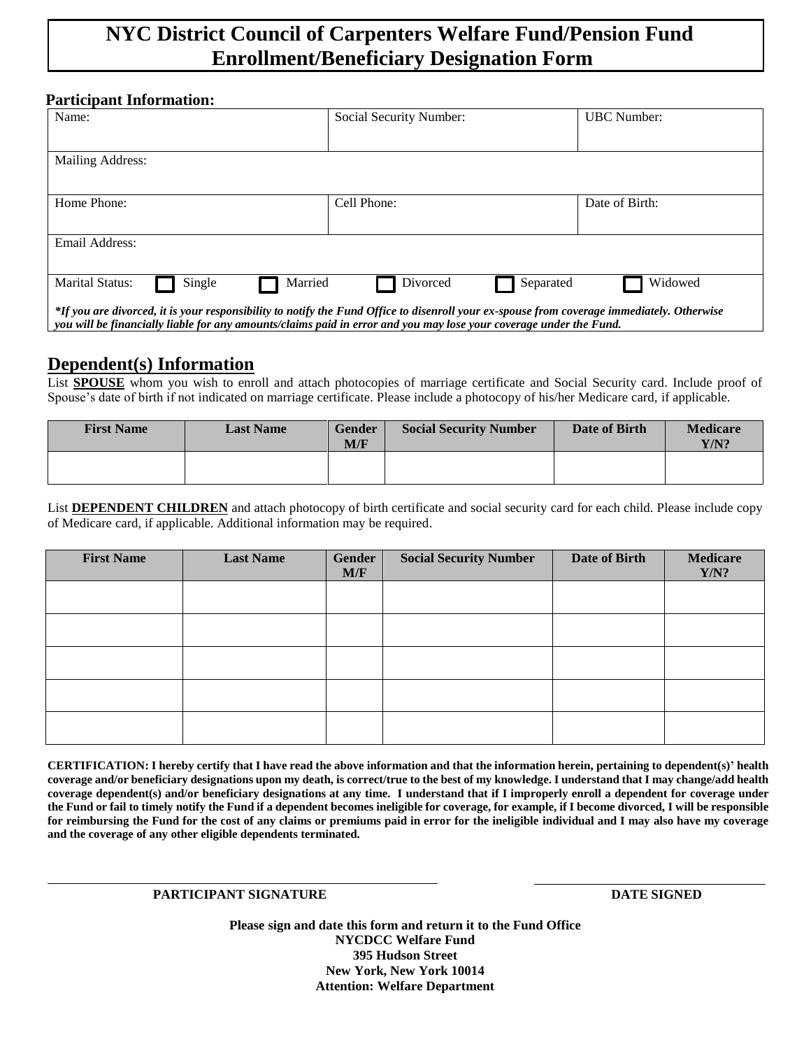# NYC District Council of Carpenters Welfare Fund/Pension Fund Enrollment/Beneficiary Designation Form

**Participant Information:**

| Name: | Social Security Number: | UBC Number: |
|---|---|---|
| Mailing Address: | | |
| Home Phone: | Cell Phone: | Date of Birth: |
| Email Address: | | |

Marital Status: ☐ Single ☐ Married ☐ Divorced ☐ Separated ☐ Widowed

***If you are divorced, it is your responsibility to notify the Fund Office to disenroll your ex-spouse from coverage immediately. Otherwise you will be financially liable for any amounts/claims paid in error and you may lose your coverage under the Fund.**

## Dependent(s) Information

List **SPOUSE** whom you wish to enroll and attach photocopies of marriage certificate and Social Security card. Include proof of Spouse's date of birth if not indicated on marriage certificate. Please include a photocopy of his/her Medicare card, if applicable.

| First Name | Last Name | Gender M/F | Social Security Number | Date of Birth | Medicare Y/N? |
|---|---|---|---|---|---|
| | | | | | |

List **DEPENDENT CHILDREN** and attach photocopy of birth certificate and social security card for each child. Please include copy of Medicare card, if applicable. Additional information may be required.

| First Name | Last Name | Gender M/F | Social Security Number | Date of Birth | Medicare Y/N? |
|---|---|---|---|---|---|
| | | | | | |
| | | | | | |
| | | | | | |
| | | | | | |
| | | | | | |

**CERTIFICATION: I hereby certify that I have read the above information and that the information herein, pertaining to dependent(s)' health coverage and/or beneficiary designations upon my death, is correct/true to the best of my knowledge. I understand that I may change/add health coverage dependent(s) and/or beneficiary designations at any time. I understand that if I improperly enroll a dependent for coverage under the Fund or fail to timely notify the Fund if a dependent becomes ineligible for coverage, for example, if I become divorced, I will be responsible for reimbursing the Fund for the cost of any claims or premiums paid in error for the ineligible individual and I may also have my coverage and the coverage of any other eligible dependents terminated.**

**PARTICIPANT SIGNATURE** **DATE SIGNED**

**Please sign and date this form and return it to the Fund Office**
**NYCDCC Welfare Fund**
**395 Hudson Street**
**New York, New York 10014**
**Attention: Welfare Department**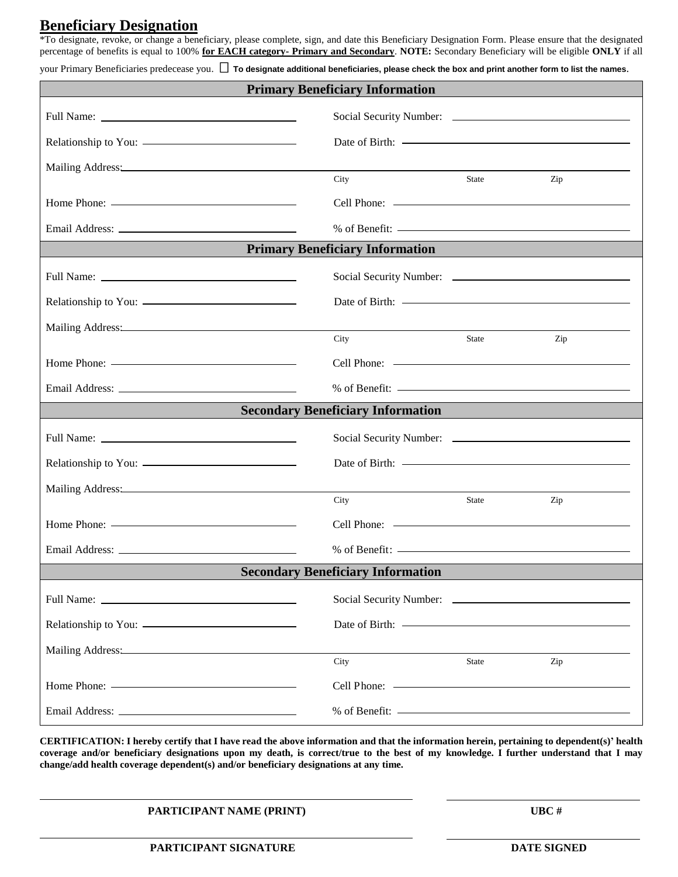## **Beneficiary Designation**

*To designate, revoke, or change a beneficiary, please complete, sign, and date this Beneficiary Designation Form. Please ensure that the designated percentage of benefits is equal to 100% **for EACH category- Primary and Secondary**. **NOTE:** Secondary Beneficiary will be eligible **ONLY** if all your Primary Beneficiaries predecease you. ☐ **To designate additional beneficiaries, please check the box and print another form to list the names.**

**Primary Beneficiary Information**

Full Name: ______________________ Social Security Number: ______________________

Relationship to You: ______________________ Date of Birth: ______________________

Mailing Address: ______________________________________________

City State Zip

Home Phone: ______________________ Cell Phone: ______________________

Email Address: ______________________ % of Benefit: ______________________

**Primary Beneficiary Information**

Full Name: ______________________ Social Security Number: ______________________

Relationship to You: ______________________ Date of Birth: ______________________

Mailing Address: ______________________________________________

City State Zip

Home Phone: ______________________ Cell Phone: ______________________

Email Address: ______________________ % of Benefit: ______________________

**Secondary Beneficiary Information**

Full Name: ______________________ Social Security Number: ______________________

Relationship to You: ______________________ Date of Birth: ______________________

Mailing Address: ______________________________________________

City State Zip

Home Phone: ______________________ Cell Phone: ______________________

Email Address: ______________________ % of Benefit: ______________________

**Secondary Beneficiary Information**

Full Name: ______________________ Social Security Number: ______________________

Relationship to You: ______________________ Date of Birth: ______________________

Mailing Address: ______________________________________________

City State Zip

Home Phone: ______________________ Cell Phone: ______________________

Email Address: ______________________ % of Benefit: ______________________

**CERTIFICATION: I hereby certify that I have read the above information and that the information herein, pertaining to dependent(s)' health coverage and/or beneficiary designations upon my death, is correct/true to the best of my knowledge. I further understand that I may change/add health coverage dependent(s) and/or beneficiary designations at any time.**

______________________________ ______________________

**PARTICIPANT NAME (PRINT)** **UBC #**

______________________________ ______________________

**PARTICIPANT SIGNATURE** **DATE SIGNED**